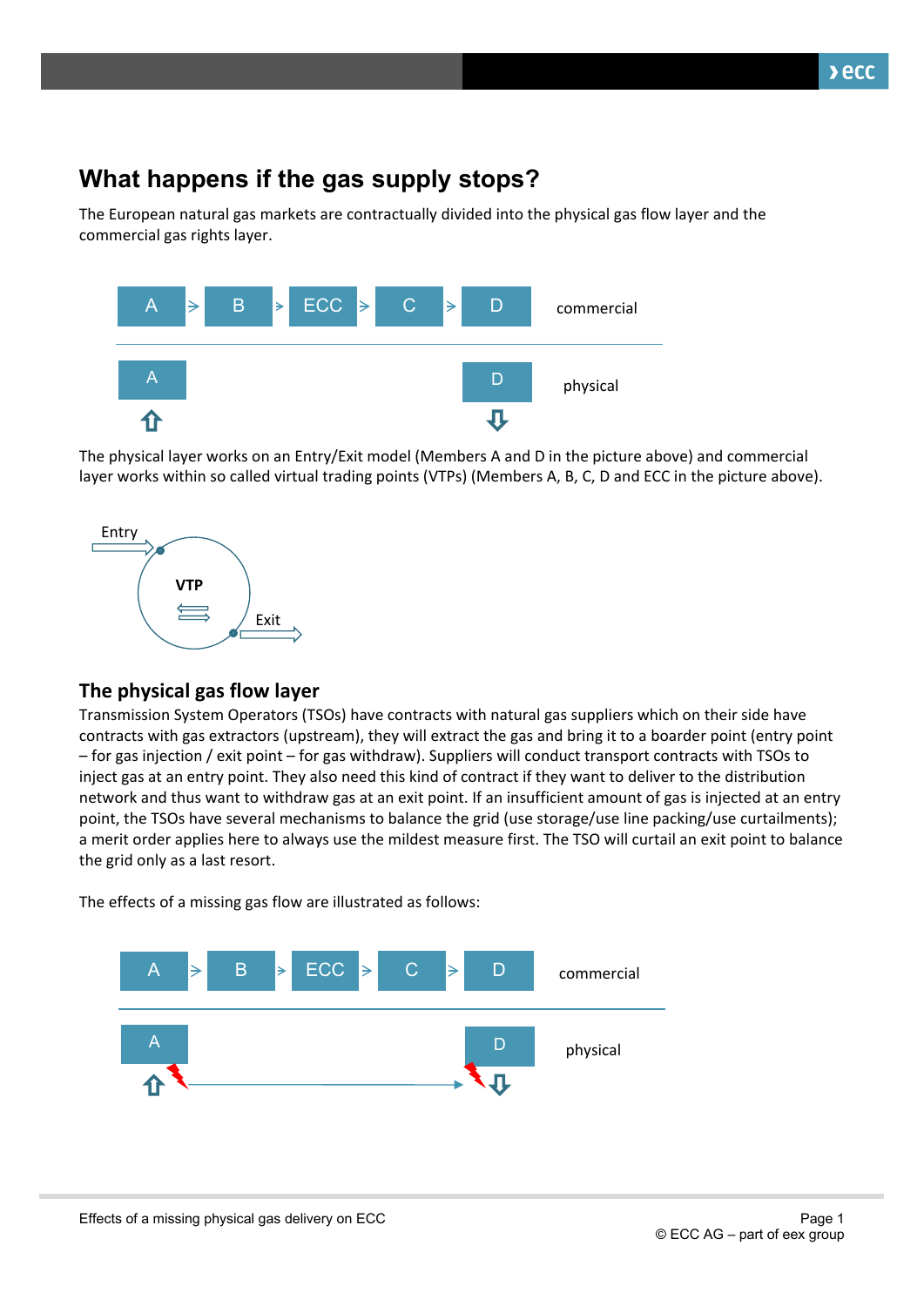# What happens if the gas supply stops?

The European natural gas markets are contractually divided into the physical gas flow layer and the commercial gas rights layer.

The physical layer works on an Entry/Exit model (Members A and D in the picture above) and commercial layer works within so called virtual trading points (VTPs) (Members A, B, C, D and ECC in the picture above).

## The physical gas flow layer

Transmission System Operators (TSOs) have contracts with natural gas suppliers which on their side have contracts with gas extractors (upstream), they will extract the gas and bring it to a boarder point (entry point – for gas injection / exit point – for gas withdraw). Suppliers will conduct transport contracts with TSOs to inject gas at an entry point. They also need this kind of contract if they want to deliver to the distribution network and thus want to withdraw gas at an exit point. If an insufficient amount of gas is injected at an entry point, the TSOs have several mechanisms to balance the grid (use storage/use line packing/use curtailments); a merit order applies here to always use the mildest measure first. The TSO will curtail an exit point to balance the grid only as a last resort.

The effects of a missing gas flow are illustrated as follows: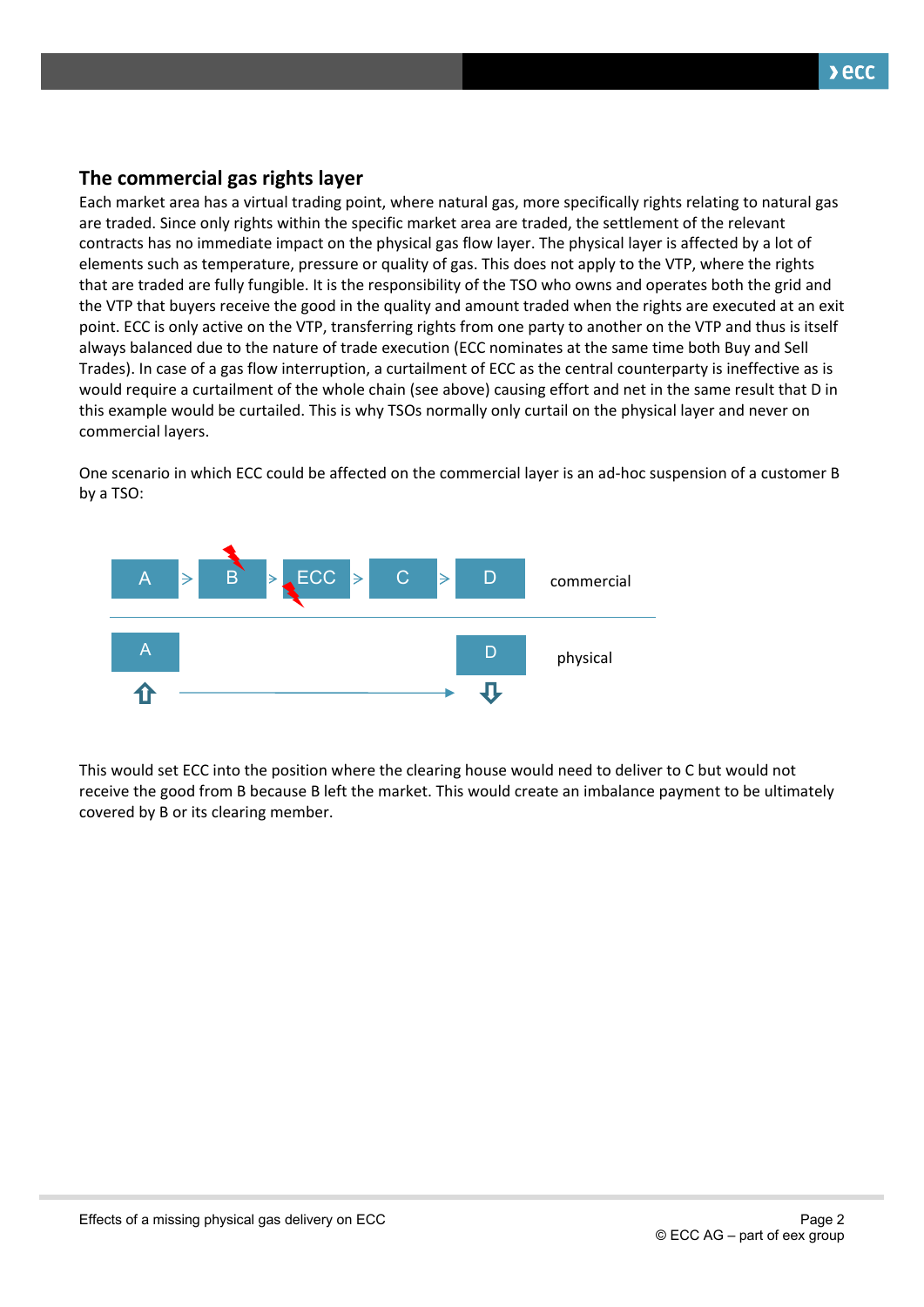## The commercial gas rights layer

Each market area has a virtual trading point, where natural gas, more specifically rights relating to natural gas are traded. Since only rights within the specific market area are traded, the settlement of the relevant contracts has no immediate impact on the physical gas flow layer. The physical layer is affected by a lot of elements such as temperature, pressure or quality of gas. This does not apply to the VTP, where the rights that are traded are fully fungible. It is the responsibility of the TSO who owns and operates both the grid and the VTP that buyers receive the good in the quality and amount traded when the rights are executed at an exit point. ECC is only active on the VTP, transferring rights from one party to another on the VTP and thus is itself always balanced due to the nature of trade execution (ECC nominates at the same time both Buy and Sell Trades). In case of a gas flow interruption, a curtailment of ECC as the central counterparty is ineffective as is would require a curtailment of the whole chain (see above) causing effort and net in the same result that D in this example would be curtailed. This is why TSOs normally only curtail on the physical layer and never on commercial layers.

One scenario in which ECC could be affected on the commercial layer is an ad-hoc suspension of a customer B by a TSO:

A > B > ECC > C > D
commercial

A
D
physical

This would set ECC into the position where the clearing house would need to deliver to C but would not receive the good from B because B left the market. This would create an imbalance payment to be ultimately covered by B or its clearing member.